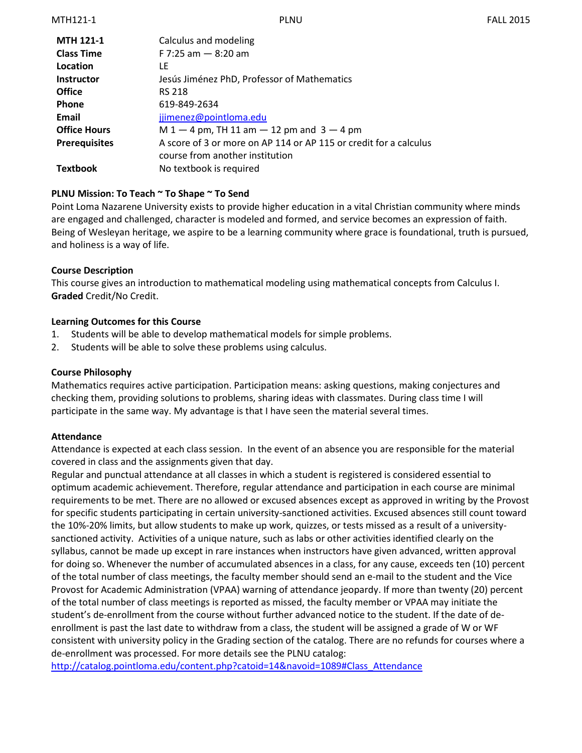| | |
|---|---|
| **MTH 121-1** | Calculus and modeling |
| **Class Time** | F 7:25 am — 8:20 am |
| **Location** | LE |
| **Instructor** | Jesús Jiménez PhD, Professor of Mathematics |
| **Office** | RS 218 |
| **Phone** | 619-849-2634 |
| **Email** | jjimenez@pointloma.edu |
| **Office Hours** | M 1 — 4 pm, TH 11 am — 12 pm and 3 — 4 pm |
| **Prerequisites** | A score of 3 or more on AP 114 or AP 115 or credit for a calculus course from another institution |
| **Textbook** | No textbook is required |

**PLNU Mission: To Teach ~ To Shape ~ To Send**

Point Loma Nazarene University exists to provide higher education in a vital Christian community where minds are engaged and challenged, character is modeled and formed, and service becomes an expression of faith. Being of Wesleyan heritage, we aspire to be a learning community where grace is foundational, truth is pursued, and holiness is a way of life.

**Course Description**

This course gives an introduction to mathematical modeling using mathematical concepts from Calculus I. **Graded** Credit/No Credit.

**Learning Outcomes for this Course**

1. Students will be able to develop mathematical models for simple problems.
2. Students will be able to solve these problems using calculus.

**Course Philosophy**

Mathematics requires active participation. Participation means: asking questions, making conjectures and checking them, providing solutions to problems, sharing ideas with classmates. During class time I will participate in the same way. My advantage is that I have seen the material several times.

**Attendance**

Attendance is expected at each class session. In the event of an absence you are responsible for the material covered in class and the assignments given that day.

Regular and punctual attendance at all classes in which a student is registered is considered essential to optimum academic achievement. Therefore, regular attendance and participation in each course are minimal requirements to be met. There are no allowed or excused absences except as approved in writing by the Provost for specific students participating in certain university-sanctioned activities. Excused absences still count toward the 10%-20% limits, but allow students to make up work, quizzes, or tests missed as a result of a university-sanctioned activity. Activities of a unique nature, such as labs or other activities identified clearly on the syllabus, cannot be made up except in rare instances when instructors have given advanced, written approval for doing so. Whenever the number of accumulated absences in a class, for any cause, exceeds ten (10) percent of the total number of class meetings, the faculty member should send an e-mail to the student and the Vice Provost for Academic Administration (VPAA) warning of attendance jeopardy. If more than twenty (20) percent of the total number of class meetings is reported as missed, the faculty member or VPAA may initiate the student's de-enrollment from the course without further advanced notice to the student. If the date of de-enrollment is past the last date to withdraw from a class, the student will be assigned a grade of W or WF consistent with university policy in the Grading section of the catalog. There are no refunds for courses where a de-enrollment was processed. For more details see the PLNU catalog: http://catalog.pointloma.edu/content.php?catoid=14&navoid=1089#Class_Attendance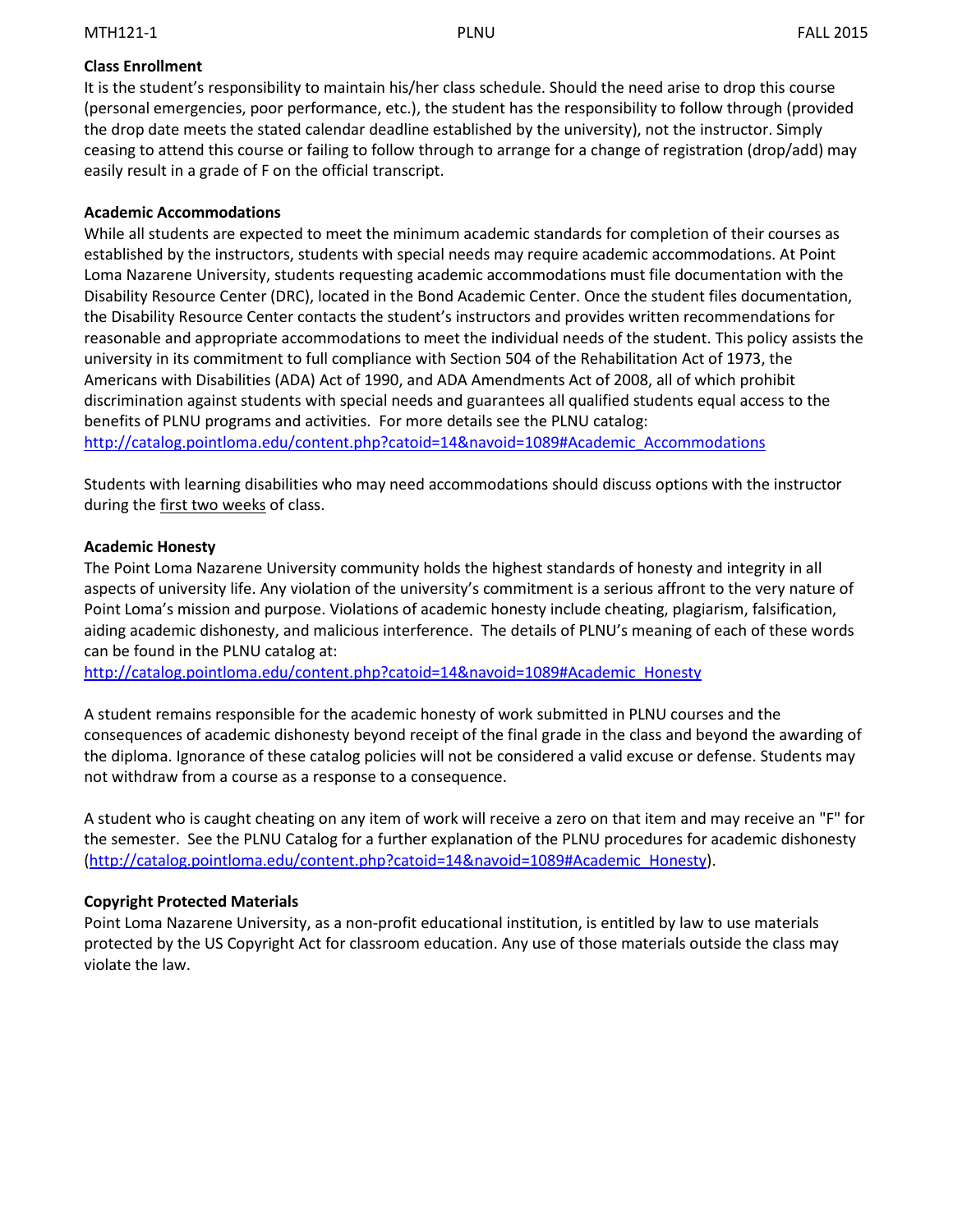**Class Enrollment**

It is the student's responsibility to maintain his/her class schedule. Should the need arise to drop this course (personal emergencies, poor performance, etc.), the student has the responsibility to follow through (provided the drop date meets the stated calendar deadline established by the university), not the instructor. Simply ceasing to attend this course or failing to follow through to arrange for a change of registration (drop/add) may easily result in a grade of F on the official transcript.

**Academic Accommodations**

While all students are expected to meet the minimum academic standards for completion of their courses as established by the instructors, students with special needs may require academic accommodations. At Point Loma Nazarene University, students requesting academic accommodations must file documentation with the Disability Resource Center (DRC), located in the Bond Academic Center. Once the student files documentation, the Disability Resource Center contacts the student's instructors and provides written recommendations for reasonable and appropriate accommodations to meet the individual needs of the student. This policy assists the university in its commitment to full compliance with Section 504 of the Rehabilitation Act of 1973, the Americans with Disabilities (ADA) Act of 1990, and ADA Amendments Act of 2008, all of which prohibit discrimination against students with special needs and guarantees all qualified students equal access to the benefits of PLNU programs and activities. For more details see the PLNU catalog:
[http://catalog.pointloma.edu/content.php?catoid=14&navoid=1089#Academic_Accommodations](http://catalog.pointloma.edu/content.php?catoid=14&navoid=1089#Academic_Accommodations)

Students with learning disabilities who may need accommodations should discuss options with the instructor during the first two weeks of class.

**Academic Honesty**

The Point Loma Nazarene University community holds the highest standards of honesty and integrity in all aspects of university life. Any violation of the university's commitment is a serious affront to the very nature of Point Loma's mission and purpose. Violations of academic honesty include cheating, plagiarism, falsification, aiding academic dishonesty, and malicious interference. The details of PLNU's meaning of each of these words can be found in the PLNU catalog at:
[http://catalog.pointloma.edu/content.php?catoid=14&navoid=1089#Academic_Honesty](http://catalog.pointloma.edu/content.php?catoid=14&navoid=1089#Academic_Honesty)

A student remains responsible for the academic honesty of work submitted in PLNU courses and the consequences of academic dishonesty beyond receipt of the final grade in the class and beyond the awarding of the diploma. Ignorance of these catalog policies will not be considered a valid excuse or defense. Students may not withdraw from a course as a response to a consequence.

A student who is caught cheating on any item of work will receive a zero on that item and may receive an "F" for the semester. See the PLNU Catalog for a further explanation of the PLNU procedures for academic dishonesty ([http://catalog.pointloma.edu/content.php?catoid=14&navoid=1089#Academic_Honesty](http://catalog.pointloma.edu/content.php?catoid=14&navoid=1089#Academic_Honesty)).

**Copyright Protected Materials**

Point Loma Nazarene University, as a non-profit educational institution, is entitled by law to use materials protected by the US Copyright Act for classroom education. Any use of those materials outside the class may violate the law.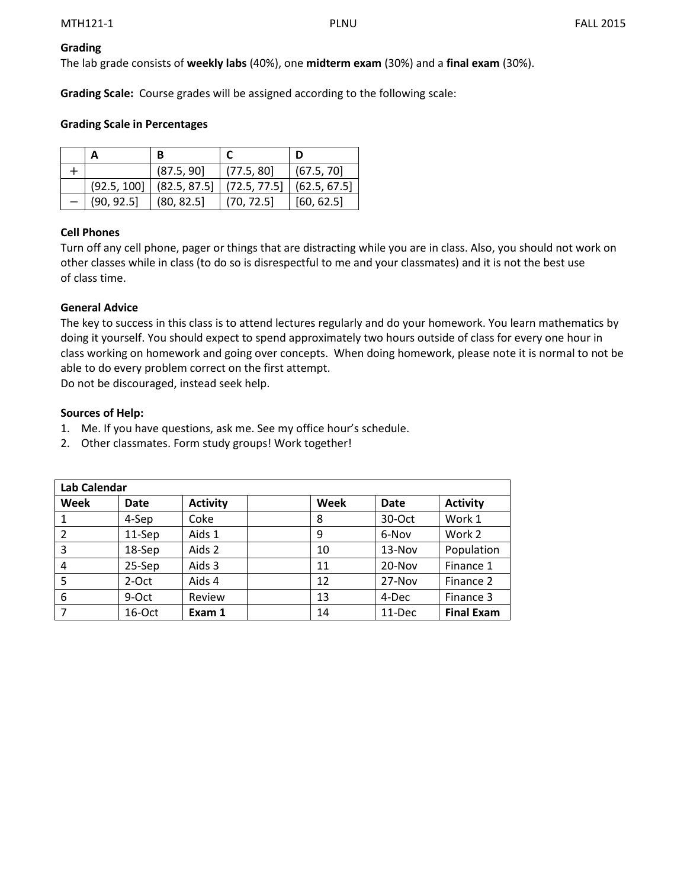## Grading

The lab grade consists of **weekly labs** (40%), one **midterm exam** (30%) and a **final exam** (30%).

**Grading Scale:** Course grades will be assigned according to the following scale:

### Grading Scale in Percentages

| | A | B | C | D |
|---|---|---|---|---|
| + | | (87.5, 90] | (77.5, 80] | (67.5, 70] |
| | (92.5, 100] | (82.5, 87.5] | (72.5, 77.5] | (62.5, 67.5] |
| − | (90, 92.5] | (80, 82.5] | (70, 72.5] | [60, 62.5] |

## Cell Phones

Turn off any cell phone, pager or things that are distracting while you are in class. Also, you should not work on other classes while in class (to do so is disrespectful to me and your classmates) and it is not the best use of class time.

## General Advice

The key to success in this class is to attend lectures regularly and do your homework. You learn mathematics by doing it yourself. You should expect to spend approximately two hours outside of class for every one hour in class working on homework and going over concepts. When doing homework, please note it is normal to not be able to do every problem correct on the first attempt.
Do not be discouraged, instead seek help.

## Sources of Help:

1. Me. If you have questions, ask me. See my office hour's schedule.
2. Other classmates. Form study groups! Work together!

| Lab Calendar | | | | | | |
|---|---|---|---|---|---|---|
| **Week** | **Date** | **Activity** | | **Week** | **Date** | **Activity** |
| 1 | 4-Sep | Coke | | 8 | 30-Oct | Work 1 |
| 2 | 11-Sep | Aids 1 | | 9 | 6-Nov | Work 2 |
| 3 | 18-Sep | Aids 2 | | 10 | 13-Nov | Population |
| 4 | 25-Sep | Aids 3 | | 11 | 20-Nov | Finance 1 |
| 5 | 2-Oct | Aids 4 | | 12 | 27-Nov | Finance 2 |
| 6 | 9-Oct | Review | | 13 | 4-Dec | Finance 3 |
| 7 | 16-Oct | **Exam 1** | | 14 | 11-Dec | **Final Exam** |